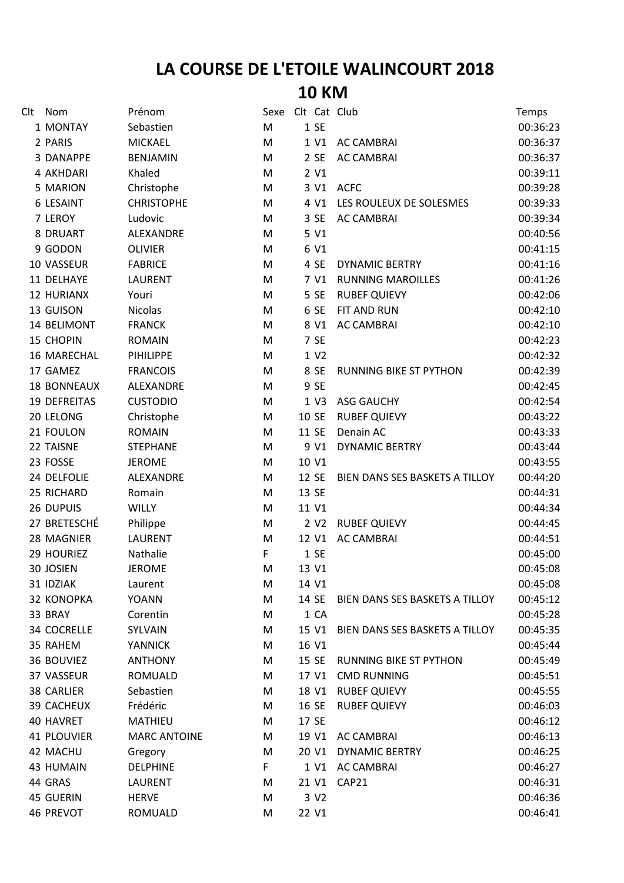# LA COURSE DE L'ETOILE WALINCOURT 2018

## 10 KM

| Clt | Nom | Prénom | Sexe | Clt | Cat | Club | Temps |
|---|---|---|---|---|---|---|---|
| 1 | MONTAY | Sebastien | M | 1 | SE | | 00:36:23 |
| 2 | PARIS | MICKAEL | M | 1 | V1 | AC CAMBRAI | 00:36:37 |
| 3 | DANAPPE | BENJAMIN | M | 2 | SE | AC CAMBRAI | 00:36:37 |
| 4 | AKHDARI | Khaled | M | 2 | V1 | | 00:39:11 |
| 5 | MARION | Christophe | M | 3 | V1 | ACFC | 00:39:28 |
| 6 | LESAINT | CHRISTOPHE | M | 4 | V1 | LES ROULEUX DE SOLESMES | 00:39:33 |
| 7 | LEROY | Ludovic | M | 3 | SE | AC CAMBRAI | 00:39:34 |
| 8 | DRUART | ALEXANDRE | M | 5 | V1 | | 00:40:56 |
| 9 | GODON | OLIVIER | M | 6 | V1 | | 00:41:15 |
| 10 | VASSEUR | FABRICE | M | 4 | SE | DYNAMIC BERTRY | 00:41:16 |
| 11 | DELHAYE | LAURENT | M | 7 | V1 | RUNNING MAROILLES | 00:41:26 |
| 12 | HURIANX | Youri | M | 5 | SE | RUBEF QUIEVY | 00:42:06 |
| 13 | GUISON | Nicolas | M | 6 | SE | FIT AND RUN | 00:42:10 |
| 14 | BELIMONT | FRANCK | M | 8 | V1 | AC CAMBRAI | 00:42:10 |
| 15 | CHOPIN | ROMAIN | M | 7 | SE | | 00:42:23 |
| 16 | MARECHAL | PIHILIPPE | M | 1 | V2 | | 00:42:32 |
| 17 | GAMEZ | FRANCOIS | M | 8 | SE | RUNNING BIKE ST PYTHON | 00:42:39 |
| 18 | BONNEAUX | ALEXANDRE | M | 9 | SE | | 00:42:45 |
| 19 | DEFREITAS | CUSTODIO | M | 1 | V3 | ASG GAUCHY | 00:42:54 |
| 20 | LELONG | Christophe | M | 10 | SE | RUBEF QUIEVY | 00:43:22 |
| 21 | FOULON | ROMAIN | M | 11 | SE | Denain AC | 00:43:33 |
| 22 | TAISNE | STEPHANE | M | 9 | V1 | DYNAMIC BERTRY | 00:43:44 |
| 23 | FOSSE | JEROME | M | 10 | V1 | | 00:43:55 |
| 24 | DELFOLIE | ALEXANDRE | M | 12 | SE | BIEN DANS SES BASKETS A TILLOY | 00:44:20 |
| 25 | RICHARD | Romain | M | 13 | SE | | 00:44:31 |
| 26 | DUPUIS | WILLY | M | 11 | V1 | | 00:44:34 |
| 27 | BRETESCHÉ | Philippe | M | 2 | V2 | RUBEF QUIEVY | 00:44:45 |
| 28 | MAGNIER | LAURENT | M | 12 | V1 | AC CAMBRAI | 00:44:51 |
| 29 | HOURIEZ | Nathalie | F | 1 | SE | | 00:45:00 |
| 30 | JOSIEN | JEROME | M | 13 | V1 | | 00:45:08 |
| 31 | IDZIAK | Laurent | M | 14 | V1 | | 00:45:08 |
| 32 | KONOPKA | YOANN | M | 14 | SE | BIEN DANS SES BASKETS A TILLOY | 00:45:12 |
| 33 | BRAY | Corentin | M | 1 | CA | | 00:45:28 |
| 34 | COCRELLE | SYLVAIN | M | 15 | V1 | BIEN DANS SES BASKETS A TILLOY | 00:45:35 |
| 35 | RAHEM | YANNICK | M | 16 | V1 | | 00:45:44 |
| 36 | BOUVIEZ | ANTHONY | M | 15 | SE | RUNNING BIKE ST PYTHON | 00:45:49 |
| 37 | VASSEUR | ROMUALD | M | 17 | V1 | CMD RUNNING | 00:45:51 |
| 38 | CARLIER | Sebastien | M | 18 | V1 | RUBEF QUIEVY | 00:45:55 |
| 39 | CACHEUX | Frédéric | M | 16 | SE | RUBEF QUIEVY | 00:46:03 |
| 40 | HAVRET | MATHIEU | M | 17 | SE | | 00:46:12 |
| 41 | PLOUVIER | MARC ANTOINE | M | 19 | V1 | AC CAMBRAI | 00:46:13 |
| 42 | MACHU | Gregory | M | 20 | V1 | DYNAMIC BERTRY | 00:46:25 |
| 43 | HUMAIN | DELPHINE | F | 1 | V1 | AC CAMBRAI | 00:46:27 |
| 44 | GRAS | LAURENT | M | 21 | V1 | CAP21 | 00:46:31 |
| 45 | GUERIN | HERVE | M | 3 | V2 | | 00:46:36 |
| 46 | PREVOT | ROMUALD | M | 22 | V1 | | 00:46:41 |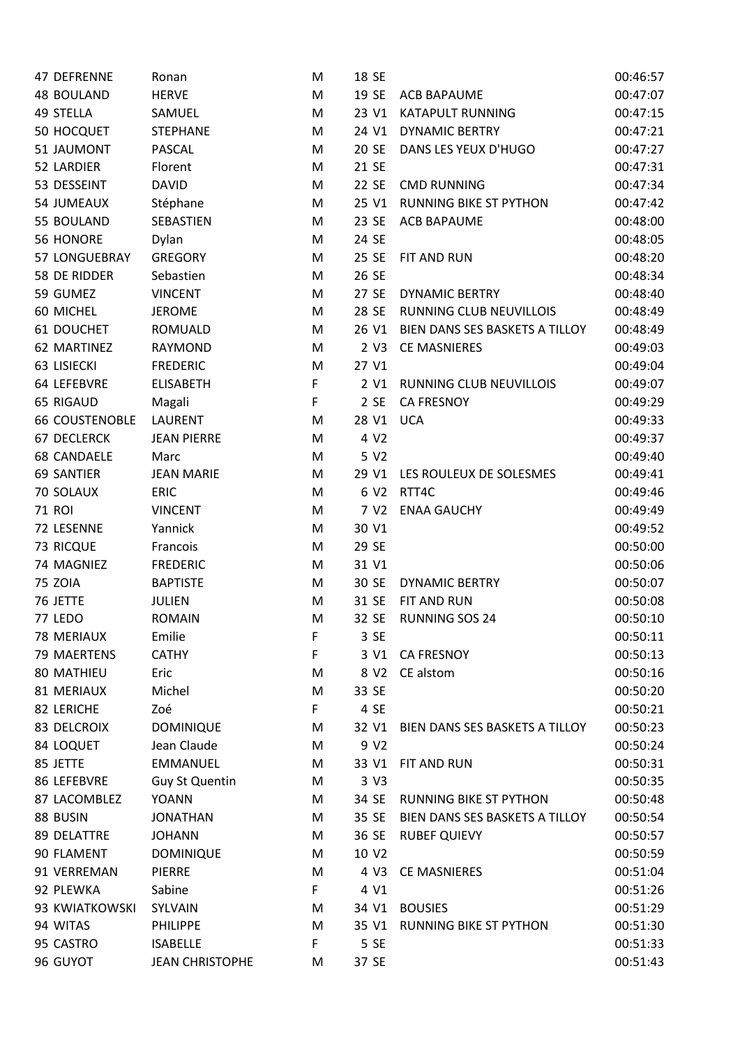| | | | | | | |
|---|---|---|---|---|---|---|
| 47 | DEFRENNE | Ronan | M | 18 SE | | 00:46:57 |
| 48 | BOULAND | HERVE | M | 19 SE | ACB BAPAUME | 00:47:07 |
| 49 | STELLA | SAMUEL | M | 23 V1 | KATAPULT RUNNING | 00:47:15 |
| 50 | HOCQUET | STEPHANE | M | 24 V1 | DYNAMIC BERTRY | 00:47:21 |
| 51 | JAUMONT | PASCAL | M | 20 SE | DANS LES YEUX D'HUGO | 00:47:27 |
| 52 | LARDIER | Florent | M | 21 SE | | 00:47:31 |
| 53 | DESSEINT | DAVID | M | 22 SE | CMD RUNNING | 00:47:34 |
| 54 | JUMEAUX | Stéphane | M | 25 V1 | RUNNING BIKE ST PYTHON | 00:47:42 |
| 55 | BOULAND | SEBASTIEN | M | 23 SE | ACB BAPAUME | 00:48:00 |
| 56 | HONORE | Dylan | M | 24 SE | | 00:48:05 |
| 57 | LONGUEBRAY | GREGORY | M | 25 SE | FIT AND RUN | 00:48:20 |
| 58 | DE RIDDER | Sebastien | M | 26 SE | | 00:48:34 |
| 59 | GUMEZ | VINCENT | M | 27 SE | DYNAMIC BERTRY | 00:48:40 |
| 60 | MICHEL | JEROME | M | 28 SE | RUNNING CLUB NEUVILLOIS | 00:48:49 |
| 61 | DOUCHET | ROMUALD | M | 26 V1 | BIEN DANS SES BASKETS A TILLOY | 00:48:49 |
| 62 | MARTINEZ | RAYMOND | M | 2 V3 | CE MASNIERES | 00:49:03 |
| 63 | LISIECKI | FREDERIC | M | 27 V1 | | 00:49:04 |
| 64 | LEFEBVRE | ELISABETH | F | 2 V1 | RUNNING CLUB NEUVILLOIS | 00:49:07 |
| 65 | RIGAUD | Magali | F | 2 SE | CA FRESNOY | 00:49:29 |
| 66 | COUSTENOBLE | LAURENT | M | 28 V1 | UCA | 00:49:33 |
| 67 | DECLERCK | JEAN PIERRE | M | 4 V2 | | 00:49:37 |
| 68 | CANDAELE | Marc | M | 5 V2 | | 00:49:40 |
| 69 | SANTIER | JEAN MARIE | M | 29 V1 | LES ROULEUX DE SOLESMES | 00:49:41 |
| 70 | SOLAUX | ERIC | M | 6 V2 | RTT4C | 00:49:46 |
| 71 | ROI | VINCENT | M | 7 V2 | ENAA GAUCHY | 00:49:49 |
| 72 | LESENNE | Yannick | M | 30 V1 | | 00:49:52 |
| 73 | RICQUE | Francois | M | 29 SE | | 00:50:00 |
| 74 | MAGNIEZ | FREDERIC | M | 31 V1 | | 00:50:06 |
| 75 | ZOIA | BAPTISTE | M | 30 SE | DYNAMIC BERTRY | 00:50:07 |
| 76 | JETTE | JULIEN | M | 31 SE | FIT AND RUN | 00:50:08 |
| 77 | LEDO | ROMAIN | M | 32 SE | RUNNING SOS 24 | 00:50:10 |
| 78 | MERIAUX | Emilie | F | 3 SE | | 00:50:11 |
| 79 | MAERTENS | CATHY | F | 3 V1 | CA FRESNOY | 00:50:13 |
| 80 | MATHIEU | Eric | M | 8 V2 | CE alstom | 00:50:16 |
| 81 | MERIAUX | Michel | M | 33 SE | | 00:50:20 |
| 82 | LERICHE | Zoé | F | 4 SE | | 00:50:21 |
| 83 | DELCROIX | DOMINIQUE | M | 32 V1 | BIEN DANS SES BASKETS A TILLOY | 00:50:23 |
| 84 | LOQUET | Jean Claude | M | 9 V2 | | 00:50:24 |
| 85 | JETTE | EMMANUEL | M | 33 V1 | FIT AND RUN | 00:50:31 |
| 86 | LEFEBVRE | Guy St Quentin | M | 3 V3 | | 00:50:35 |
| 87 | LACOMBLEZ | YOANN | M | 34 SE | RUNNING BIKE ST PYTHON | 00:50:48 |
| 88 | BUSIN | JONATHAN | M | 35 SE | BIEN DANS SES BASKETS A TILLOY | 00:50:54 |
| 89 | DELATTRE | JOHANN | M | 36 SE | RUBEF QUIEVY | 00:50:57 |
| 90 | FLAMENT | DOMINIQUE | M | 10 V2 | | 00:50:59 |
| 91 | VERREMAN | PIERRE | M | 4 V3 | CE MASNIERES | 00:51:04 |
| 92 | PLEWKA | Sabine | F | 4 V1 | | 00:51:26 |
| 93 | KWIATKOWSKI | SYLVAIN | M | 34 V1 | BOUSIES | 00:51:29 |
| 94 | WITAS | PHILIPPE | M | 35 V1 | RUNNING BIKE ST PYTHON | 00:51:30 |
| 95 | CASTRO | ISABELLE | F | 5 SE | | 00:51:33 |
| 96 | GUYOT | JEAN CHRISTOPHE | M | 37 SE | | 00:51:43 |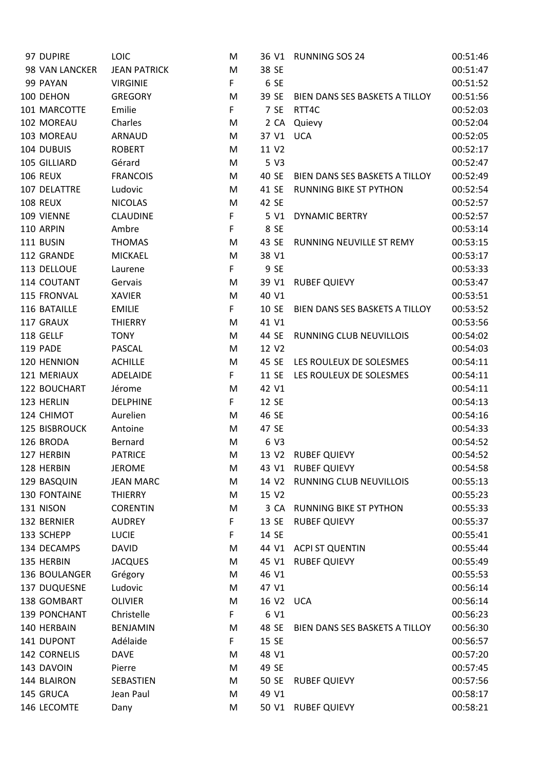| | | | | | | |
|---|---|---|---|---|---|---|
| 97 | DUPIRE | LOIC | M | 36 V1 | RUNNING SOS 24 | 00:51:46 |
| 98 | VAN LANCKER | JEAN PATRICK | M | 38 SE | | 00:51:47 |
| 99 | PAYAN | VIRGINIE | F | 6 SE | | 00:51:52 |
| 100 | DEHON | GREGORY | M | 39 SE | BIEN DANS SES BASKETS A TILLOY | 00:51:56 |
| 101 | MARCOTTE | Emilie | F | 7 SE | RTT4C | 00:52:03 |
| 102 | MOREAU | Charles | M | 2 CA | Quievy | 00:52:04 |
| 103 | MOREAU | ARNAUD | M | 37 V1 | UCA | 00:52:05 |
| 104 | DUBUIS | ROBERT | M | 11 V2 | | 00:52:17 |
| 105 | GILLIARD | Gérard | M | 5 V3 | | 00:52:47 |
| 106 | REUX | FRANCOIS | M | 40 SE | BIEN DANS SES BASKETS A TILLOY | 00:52:49 |
| 107 | DELATTRE | Ludovic | M | 41 SE | RUNNING BIKE ST PYTHON | 00:52:54 |
| 108 | REUX | NICOLAS | M | 42 SE | | 00:52:57 |
| 109 | VIENNE | CLAUDINE | F | 5 V1 | DYNAMIC BERTRY | 00:52:57 |
| 110 | ARPIN | Ambre | F | 8 SE | | 00:53:14 |
| 111 | BUSIN | THOMAS | M | 43 SE | RUNNING NEUVILLE ST REMY | 00:53:15 |
| 112 | GRANDE | MICKAEL | M | 38 V1 | | 00:53:17 |
| 113 | DELLOUE | Laurene | F | 9 SE | | 00:53:33 |
| 114 | COUTANT | Gervais | M | 39 V1 | RUBEF QUIEVY | 00:53:47 |
| 115 | FRONVAL | XAVIER | M | 40 V1 | | 00:53:51 |
| 116 | BATAILLE | EMILIE | F | 10 SE | BIEN DANS SES BASKETS A TILLOY | 00:53:52 |
| 117 | GRAUX | THIERRY | M | 41 V1 | | 00:53:56 |
| 118 | GELLF | TONY | M | 44 SE | RUNNING CLUB NEUVILLOIS | 00:54:02 |
| 119 | PADE | PASCAL | M | 12 V2 | | 00:54:03 |
| 120 | HENNION | ACHILLE | M | 45 SE | LES ROULEUX DE SOLESMES | 00:54:11 |
| 121 | MERIAUX | ADELAIDE | F | 11 SE | LES ROULEUX DE SOLESMES | 00:54:11 |
| 122 | BOUCHART | Jérome | M | 42 V1 | | 00:54:11 |
| 123 | HERLIN | DELPHINE | F | 12 SE | | 00:54:13 |
| 124 | CHIMOT | Aurelien | M | 46 SE | | 00:54:16 |
| 125 | BISBROUCK | Antoine | M | 47 SE | | 00:54:33 |
| 126 | BRODA | Bernard | M | 6 V3 | | 00:54:52 |
| 127 | HERBIN | PATRICE | M | 13 V2 | RUBEF QUIEVY | 00:54:52 |
| 128 | HERBIN | JEROME | M | 43 V1 | RUBEF QUIEVY | 00:54:58 |
| 129 | BASQUIN | JEAN MARC | M | 14 V2 | RUNNING CLUB NEUVILLOIS | 00:55:13 |
| 130 | FONTAINE | THIERRY | M | 15 V2 | | 00:55:23 |
| 131 | NISON | CORENTIN | M | 3 CA | RUNNING BIKE ST PYTHON | 00:55:33 |
| 132 | BERNIER | AUDREY | F | 13 SE | RUBEF QUIEVY | 00:55:37 |
| 133 | SCHEPP | LUCIE | F | 14 SE | | 00:55:41 |
| 134 | DECAMPS | DAVID | M | 44 V1 | ACPI ST QUENTIN | 00:55:44 |
| 135 | HERBIN | JACQUES | M | 45 V1 | RUBEF QUIEVY | 00:55:49 |
| 136 | BOULANGER | Grégory | M | 46 V1 | | 00:55:53 |
| 137 | DUQUESNE | Ludovic | M | 47 V1 | | 00:56:14 |
| 138 | GOMBART | OLIVIER | M | 16 V2 | UCA | 00:56:14 |
| 139 | PONCHANT | Christelle | F | 6 V1 | | 00:56:23 |
| 140 | HERBAIN | BENJAMIN | M | 48 SE | BIEN DANS SES BASKETS A TILLOY | 00:56:30 |
| 141 | DUPONT | Adélaide | F | 15 SE | | 00:56:57 |
| 142 | CORNELIS | DAVE | M | 48 V1 | | 00:57:20 |
| 143 | DAVOIN | Pierre | M | 49 SE | | 00:57:45 |
| 144 | BLAIRON | SEBASTIEN | M | 50 SE | RUBEF QUIEVY | 00:57:56 |
| 145 | GRUCA | Jean Paul | M | 49 V1 | | 00:58:17 |
| 146 | LECOMTE | Dany | M | 50 V1 | RUBEF QUIEVY | 00:58:21 |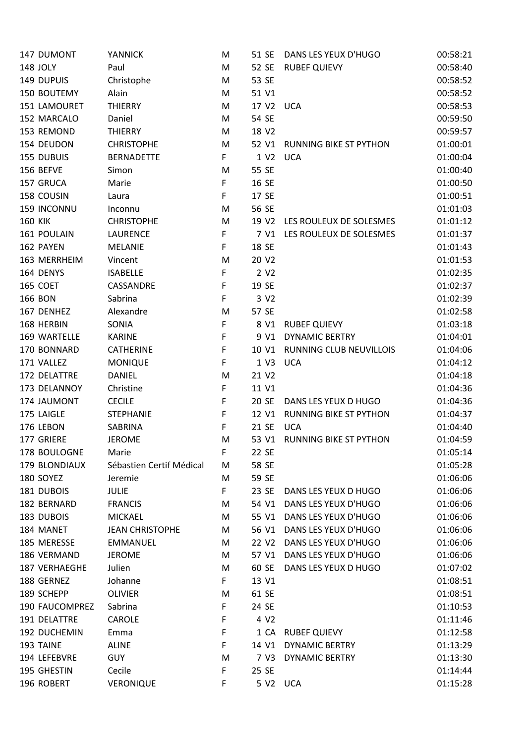| | | | | | | | |
|---|---|---|---|---|---|---|---|
| 147 | DUMONT | YANNICK | M | 51 | SE | DANS LES YEUX D'HUGO | 00:58:21 |
| 148 | JOLY | Paul | M | 52 | SE | RUBEF QUIEVY | 00:58:40 |
| 149 | DUPUIS | Christophe | M | 53 | SE | | 00:58:52 |
| 150 | BOUTEMY | Alain | M | 51 | V1 | | 00:58:52 |
| 151 | LAMOURET | THIERRY | M | 17 | V2 | UCA | 00:58:53 |
| 152 | MARCALO | Daniel | M | 54 | SE | | 00:59:50 |
| 153 | REMOND | THIERRY | M | 18 | V2 | | 00:59:57 |
| 154 | DEUDON | CHRISTOPHE | M | 52 | V1 | RUNNING BIKE ST PYTHON | 01:00:01 |
| 155 | DUBUIS | BERNADETTE | F | 1 | V2 | UCA | 01:00:04 |
| 156 | BEFVE | Simon | M | 55 | SE | | 01:00:40 |
| 157 | GRUCA | Marie | F | 16 | SE | | 01:00:50 |
| 158 | COUSIN | Laura | F | 17 | SE | | 01:00:51 |
| 159 | INCONNU | Inconnu | M | 56 | SE | | 01:01:03 |
| 160 | KIK | CHRISTOPHE | M | 19 | V2 | LES ROULEUX DE SOLESMES | 01:01:12 |
| 161 | POULAIN | LAURENCE | F | 7 | V1 | LES ROULEUX DE SOLESMES | 01:01:37 |
| 162 | PAYEN | MELANIE | F | 18 | SE | | 01:01:43 |
| 163 | MERRHEIM | Vincent | M | 20 | V2 | | 01:01:53 |
| 164 | DENYS | ISABELLE | F | 2 | V2 | | 01:02:35 |
| 165 | COET | CASSANDRE | F | 19 | SE | | 01:02:37 |
| 166 | BON | Sabrina | F | 3 | V2 | | 01:02:39 |
| 167 | DENHEZ | Alexandre | M | 57 | SE | | 01:02:58 |
| 168 | HERBIN | SONIA | F | 8 | V1 | RUBEF QUIEVY | 01:03:18 |
| 169 | WARTELLE | KARINE | F | 9 | V1 | DYNAMIC BERTRY | 01:04:01 |
| 170 | BONNARD | CATHERINE | F | 10 | V1 | RUNNING CLUB NEUVILLOIS | 01:04:06 |
| 171 | VALLEZ | MONIQUE | F | 1 | V3 | UCA | 01:04:12 |
| 172 | DELATTRE | DANIEL | M | 21 | V2 | | 01:04:18 |
| 173 | DELANNOY | Christine | F | 11 | V1 | | 01:04:36 |
| 174 | JAUMONT | CECILE | F | 20 | SE | DANS LES YEUX D HUGO | 01:04:36 |
| 175 | LAIGLE | STEPHANIE | F | 12 | V1 | RUNNING BIKE ST PYTHON | 01:04:37 |
| 176 | LEBON | SABRINA | F | 21 | SE | UCA | 01:04:40 |
| 177 | GRIERE | JEROME | M | 53 | V1 | RUNNING BIKE ST PYTHON | 01:04:59 |
| 178 | BOULOGNE | Marie | F | 22 | SE | | 01:05:14 |
| 179 | BLONDIAUX | Sébastien Certif Médical | M | 58 | SE | | 01:05:28 |
| 180 | SOYEZ | Jeremie | M | 59 | SE | | 01:06:06 |
| 181 | DUBOIS | JULIE | F | 23 | SE | DANS LES YEUX D HUGO | 01:06:06 |
| 182 | BERNARD | FRANCIS | M | 54 | V1 | DANS LES YEUX D'HUGO | 01:06:06 |
| 183 | DUBOIS | MICKAEL | M | 55 | V1 | DANS LES YEUX D'HUGO | 01:06:06 |
| 184 | MANET | JEAN CHRISTOPHE | M | 56 | V1 | DANS LES YEUX D'HUGO | 01:06:06 |
| 185 | MERESSE | EMMANUEL | M | 22 | V2 | DANS LES YEUX D'HUGO | 01:06:06 |
| 186 | VERMAND | JEROME | M | 57 | V1 | DANS LES YEUX D'HUGO | 01:06:06 |
| 187 | VERHAEGHE | Julien | M | 60 | SE | DANS LES YEUX D HUGO | 01:07:02 |
| 188 | GERNEZ | Johanne | F | 13 | V1 | | 01:08:51 |
| 189 | SCHEPP | OLIVIER | M | 61 | SE | | 01:08:51 |
| 190 | FAUCOMPREZ | Sabrina | F | 24 | SE | | 01:10:53 |
| 191 | DELATTRE | CAROLE | F | 4 | V2 | | 01:11:46 |
| 192 | DUCHEMIN | Emma | F | 1 | CA | RUBEF QUIEVY | 01:12:58 |
| 193 | TAINE | ALINE | F | 14 | V1 | DYNAMIC BERTRY | 01:13:29 |
| 194 | LEFEBVRE | GUY | M | 7 | V3 | DYNAMIC BERTRY | 01:13:30 |
| 195 | GHESTIN | Cecile | F | 25 | SE | | 01:14:44 |
| 196 | ROBERT | VERONIQUE | F | 5 | V2 | UCA | 01:15:28 |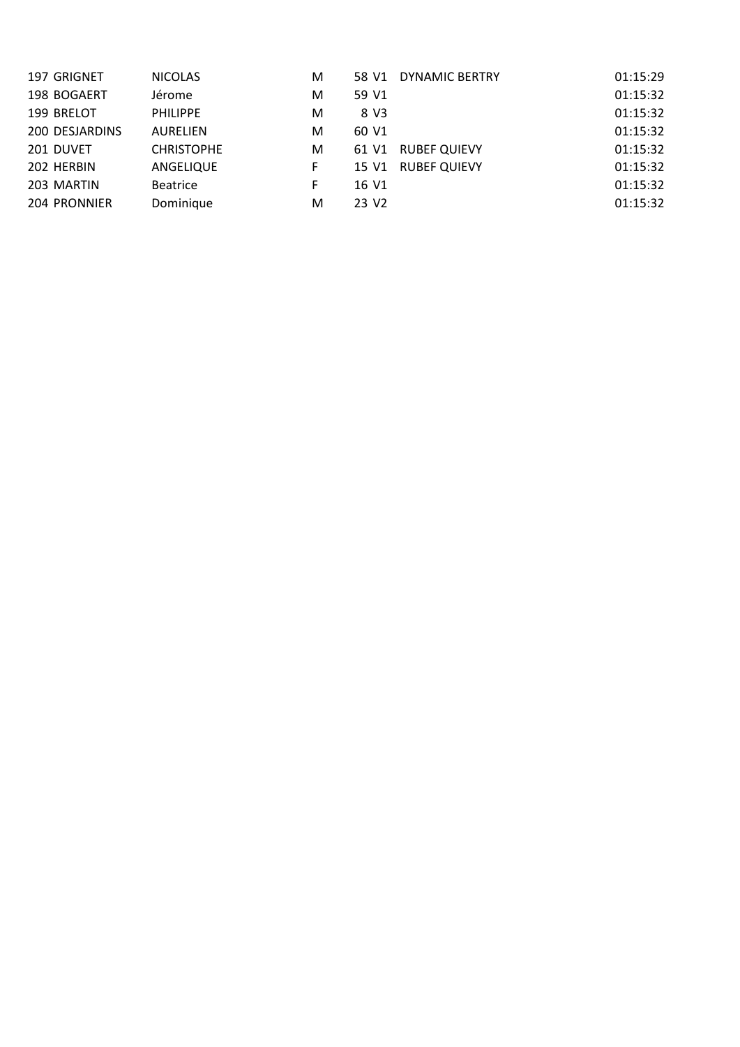| | | | | | | | |
|---|---|---|---|---|---|---|---|
| 197 | GRIGNET | NICOLAS | M | 58 | V1 | DYNAMIC BERTRY | 01:15:29 |
| 198 | BOGAERT | Jérome | M | 59 | V1 | | 01:15:32 |
| 199 | BRELOT | PHILIPPE | M | 8 | V3 | | 01:15:32 |
| 200 | DESJARDINS | AURELIEN | M | 60 | V1 | | 01:15:32 |
| 201 | DUVET | CHRISTOPHE | M | 61 | V1 | RUBEF QUIEVY | 01:15:32 |
| 202 | HERBIN | ANGELIQUE | F | 15 | V1 | RUBEF QUIEVY | 01:15:32 |
| 203 | MARTIN | Beatrice | F | 16 | V1 | | 01:15:32 |
| 204 | PRONNIER | Dominique | M | 23 | V2 | | 01:15:32 |